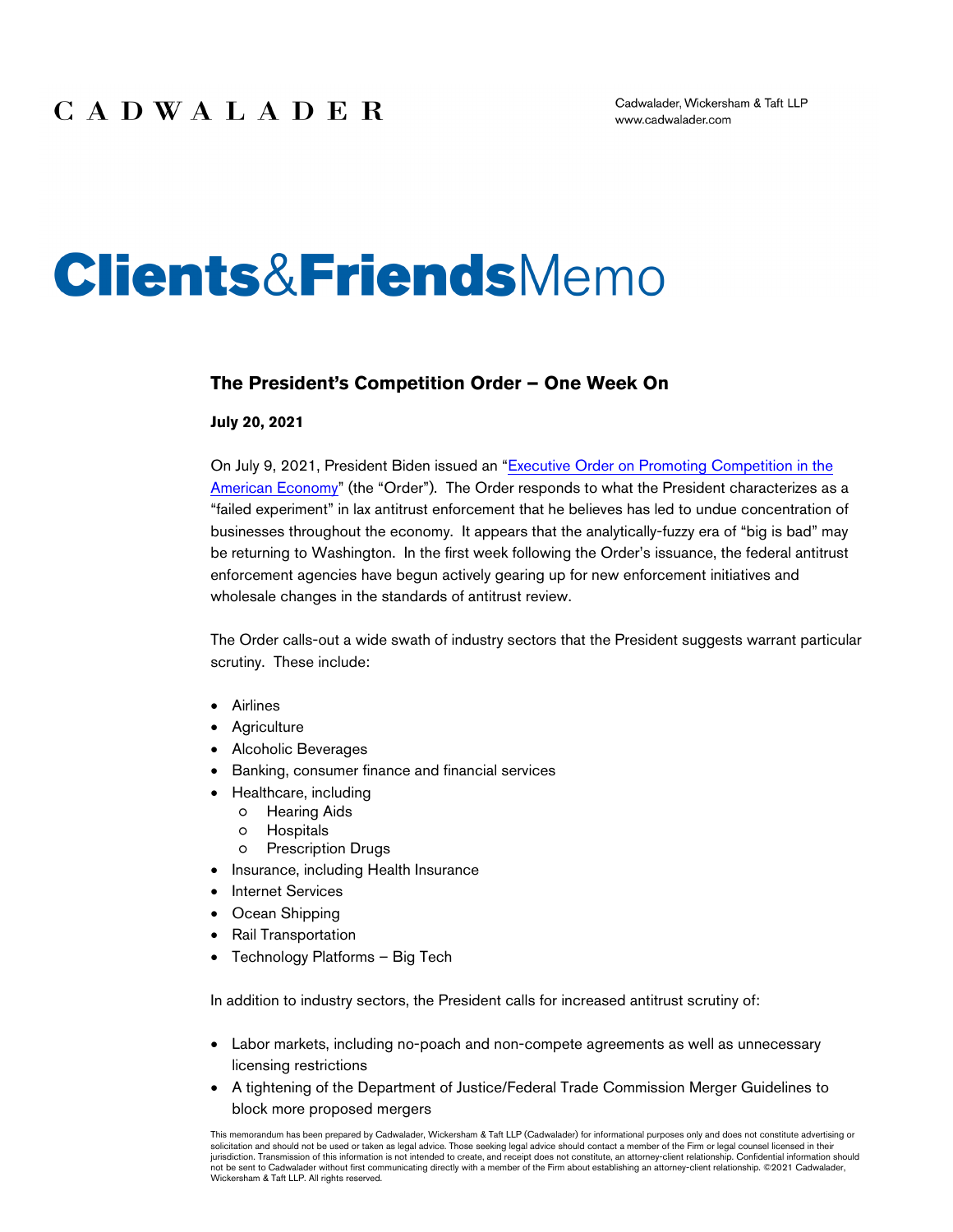# Clients&FriendsMemo

## The President's Competition Order – One Week On

**July 20, 2021**

On July 9, 2021, President Biden issued an "[Executive Order on Promoting Competition in the American Economy]" (the "Order"). The Order responds to what the President characterizes as a "failed experiment" in lax antitrust enforcement that he believes has led to undue concentration of businesses throughout the economy. It appears that the analytically-fuzzy era of "big is bad" may be returning to Washington. In the first week following the Order's issuance, the federal antitrust enforcement agencies have begun actively gearing up for new enforcement initiatives and wholesale changes in the standards of antitrust review.

The Order calls-out a wide swath of industry sectors that the President suggests warrant particular scrutiny. These include:

- Airlines
- Agriculture
- Alcoholic Beverages
- Banking, consumer finance and financial services
- Healthcare, including
  - Hearing Aids
  - Hospitals
  - Prescription Drugs
- Insurance, including Health Insurance
- Internet Services
- Ocean Shipping
- Rail Transportation
- Technology Platforms – Big Tech

In addition to industry sectors, the President calls for increased antitrust scrutiny of:

- Labor markets, including no-poach and non-compete agreements as well as unnecessary licensing restrictions
- A tightening of the Department of Justice/Federal Trade Commission Merger Guidelines to block more proposed mergers

This memorandum has been prepared by Cadwalader, Wickersham & Taft LLP (Cadwalader) for informational purposes only and does not constitute advertising or solicitation and should not be used or taken as legal advice. Those seeking legal advice should contact a member of the Firm or legal counsel licensed in their jurisdiction. Transmission of this information is not intended to create, and receipt does not constitute, an attorney-client relationship. Confidential information should not be sent to Cadwalader without first communicating directly with a member of the Firm about establishing an attorney-client relationship. ©2021 Cadwalader, Wickersham & Taft LLP. All rights reserved.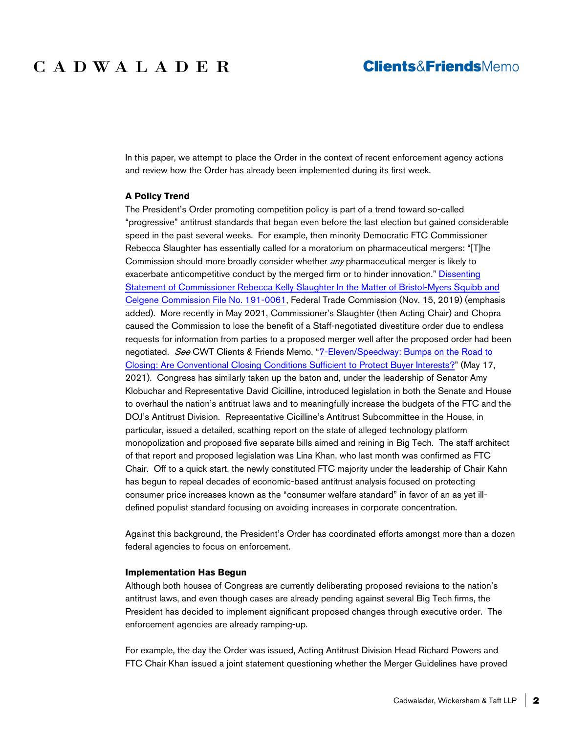In this paper, we attempt to place the Order in the context of recent enforcement agency actions and review how the Order has already been implemented during its first week.

**A Policy Trend**

The President's Order promoting competition policy is part of a trend toward so-called "progressive" antitrust standards that began even before the last election but gained considerable speed in the past several weeks. For example, then minority Democratic FTC Commissioner Rebecca Slaughter has essentially called for a moratorium on pharmaceutical mergers: "[T]he Commission should more broadly consider whether *any* pharmaceutical merger is likely to exacerbate anticompetitive conduct by the merged firm or to hinder innovation." Dissenting Statement of Commissioner Rebecca Kelly Slaughter In the Matter of Bristol-Myers Squibb and Celgene Commission File No. 191-0061, Federal Trade Commission (Nov. 15, 2019) (emphasis added). More recently in May 2021, Commissioner's Slaughter (then Acting Chair) and Chopra caused the Commission to lose the benefit of a Staff-negotiated divestiture order due to endless requests for information from parties to a proposed merger well after the proposed order had been negotiated. *See* CWT Clients & Friends Memo, "7-Eleven/Speedway: Bumps on the Road to Closing: Are Conventional Closing Conditions Sufficient to Protect Buyer Interests?" (May 17, 2021). Congress has similarly taken up the baton and, under the leadership of Senator Amy Klobuchar and Representative David Cicilline, introduced legislation in both the Senate and House to overhaul the nation's antitrust laws and to meaningfully increase the budgets of the FTC and the DOJ's Antitrust Division. Representative Cicilline's Antitrust Subcommittee in the House, in particular, issued a detailed, scathing report on the state of alleged technology platform monopolization and proposed five separate bills aimed and reining in Big Tech. The staff architect of that report and proposed legislation was Lina Khan, who last month was confirmed as FTC Chair. Off to a quick start, the newly constituted FTC majority under the leadership of Chair Kahn has begun to repeal decades of economic-based antitrust analysis focused on protecting consumer price increases known as the "consumer welfare standard" in favor of an as yet ill-defined populist standard focusing on avoiding increases in corporate concentration.

Against this background, the President's Order has coordinated efforts amongst more than a dozen federal agencies to focus on enforcement.

**Implementation Has Begun**

Although both houses of Congress are currently deliberating proposed revisions to the nation's antitrust laws, and even though cases are already pending against several Big Tech firms, the President has decided to implement significant proposed changes through executive order. The enforcement agencies are already ramping-up.

For example, the day the Order was issued, Acting Antitrust Division Head Richard Powers and FTC Chair Khan issued a joint statement questioning whether the Merger Guidelines have proved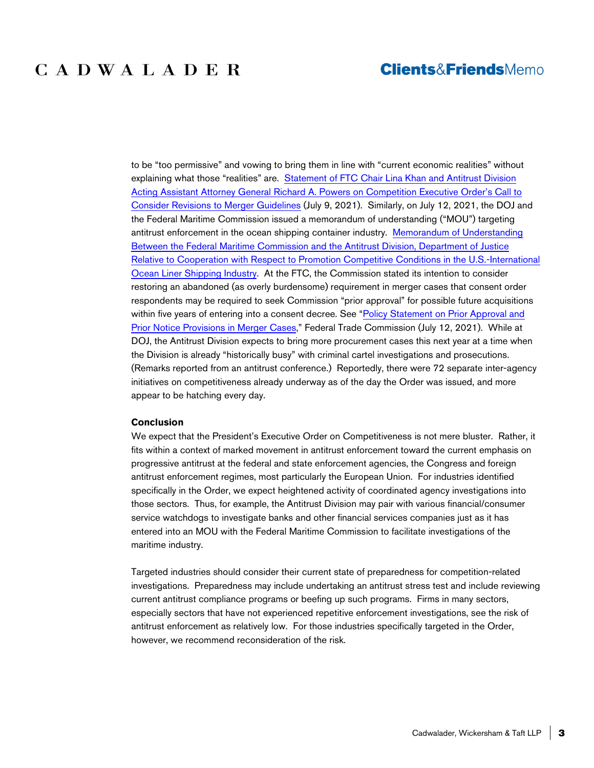to be "too permissive" and vowing to bring them in line with "current economic realities" without explaining what those "realities" are. Statement of FTC Chair Lina Khan and Antitrust Division Acting Assistant Attorney General Richard A. Powers on Competition Executive Order's Call to Consider Revisions to Merger Guidelines (July 9, 2021). Similarly, on July 12, 2021, the DOJ and the Federal Maritime Commission issued a memorandum of understanding ("MOU") targeting antitrust enforcement in the ocean shipping container industry. Memorandum of Understanding Between the Federal Maritime Commission and the Antitrust Division, Department of Justice Relative to Cooperation with Respect to Promotion Competitive Conditions in the U.S.-International Ocean Liner Shipping Industry. At the FTC, the Commission stated its intention to consider restoring an abandoned (as overly burdensome) requirement in merger cases that consent order respondents may be required to seek Commission "prior approval" for possible future acquisitions within five years of entering into a consent decree. See "Policy Statement on Prior Approval and Prior Notice Provisions in Merger Cases," Federal Trade Commission (July 12, 2021). While at DOJ, the Antitrust Division expects to bring more procurement cases this next year at a time when the Division is already "historically busy" with criminal cartel investigations and prosecutions. (Remarks reported from an antitrust conference.) Reportedly, there were 72 separate inter-agency initiatives on competitiveness already underway as of the day the Order was issued, and more appear to be hatching every day.

**Conclusion**

We expect that the President's Executive Order on Competitiveness is not mere bluster. Rather, it fits within a context of marked movement in antitrust enforcement toward the current emphasis on progressive antitrust at the federal and state enforcement agencies, the Congress and foreign antitrust enforcement regimes, most particularly the European Union. For industries identified specifically in the Order, we expect heightened activity of coordinated agency investigations into those sectors. Thus, for example, the Antitrust Division may pair with various financial/consumer service watchdogs to investigate banks and other financial services companies just as it has entered into an MOU with the Federal Maritime Commission to facilitate investigations of the maritime industry.

Targeted industries should consider their current state of preparedness for competition-related investigations. Preparedness may include undertaking an antitrust stress test and include reviewing current antitrust compliance programs or beefing up such programs. Firms in many sectors, especially sectors that have not experienced repetitive enforcement investigations, see the risk of antitrust enforcement as relatively low. For those industries specifically targeted in the Order, however, we recommend reconsideration of the risk.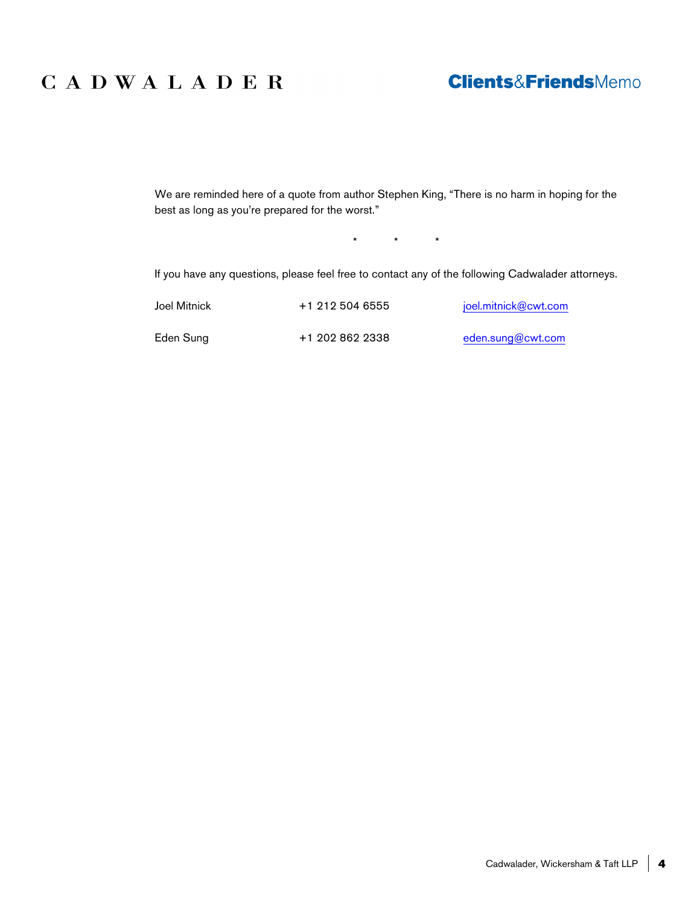We are reminded here of a quote from author Stephen King, “There is no harm in hoping for the best as long as you’re prepared for the worst.”

*  *  *

If you have any questions, please feel free to contact any of the following Cadwalader attorneys.

| | | |
|---|---|---|
| Joel Mitnick | +1 212 504 6555 | joel.mitnick@cwt.com |
| Eden Sung | +1 202 862 2338 | eden.sung@cwt.com |